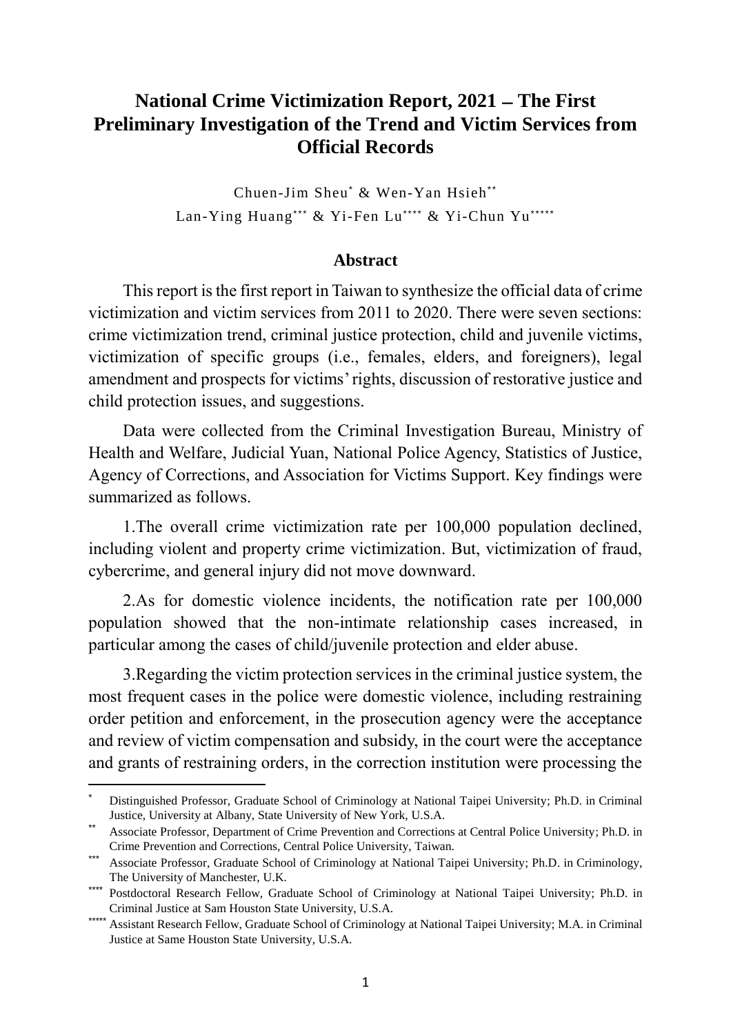# National Crime Victimization Report, 2021 – The First Preliminary Investigation of the Trend and Victim Services from Official Records

Chuen-Jim Sheu[*] & Wen-Yan Hsieh[**]
Lan-Ying Huang[***] & Yi-Fen Lu[****] & Yi-Chun Yu[*****]

## Abstract

This report is the first report in Taiwan to synthesize the official data of crime victimization and victim services from 2011 to 2020. There were seven sections: crime victimization trend, criminal justice protection, child and juvenile victims, victimization of specific groups (i.e., females, elders, and foreigners), legal amendment and prospects for victims' rights, discussion of restorative justice and child protection issues, and suggestions.

Data were collected from the Criminal Investigation Bureau, Ministry of Health and Welfare, Judicial Yuan, National Police Agency, Statistics of Justice, Agency of Corrections, and Association for Victims Support. Key findings were summarized as follows.

1.The overall crime victimization rate per 100,000 population declined, including violent and property crime victimization. But, victimization of fraud, cybercrime, and general injury did not move downward.

2.As for domestic violence incidents, the notification rate per 100,000 population showed that the non-intimate relationship cases increased, in particular among the cases of child/juvenile protection and elder abuse.

3.Regarding the victim protection services in the criminal justice system, the most frequent cases in the police were domestic violence, including restraining order petition and enforcement, in the prosecution agency were the acceptance and review of victim compensation and subsidy, in the court were the acceptance and grants of restraining orders, in the correction institution were processing the

---

[*] Distinguished Professor, Graduate School of Criminology at National Taipei University; Ph.D. in Criminal Justice, University at Albany, State University of New York, U.S.A.

[**] Associate Professor, Department of Crime Prevention and Corrections at Central Police University; Ph.D. in Crime Prevention and Corrections, Central Police University, Taiwan.

[***] Associate Professor, Graduate School of Criminology at National Taipei University; Ph.D. in Criminology, The University of Manchester, U.K.

[****] Postdoctoral Research Fellow, Graduate School of Criminology at National Taipei University; Ph.D. in Criminal Justice at Sam Houston State University, U.S.A.

[*****] Assistant Research Fellow, Graduate School of Criminology at National Taipei University; M.A. in Criminal Justice at Same Houston State University, U.S.A.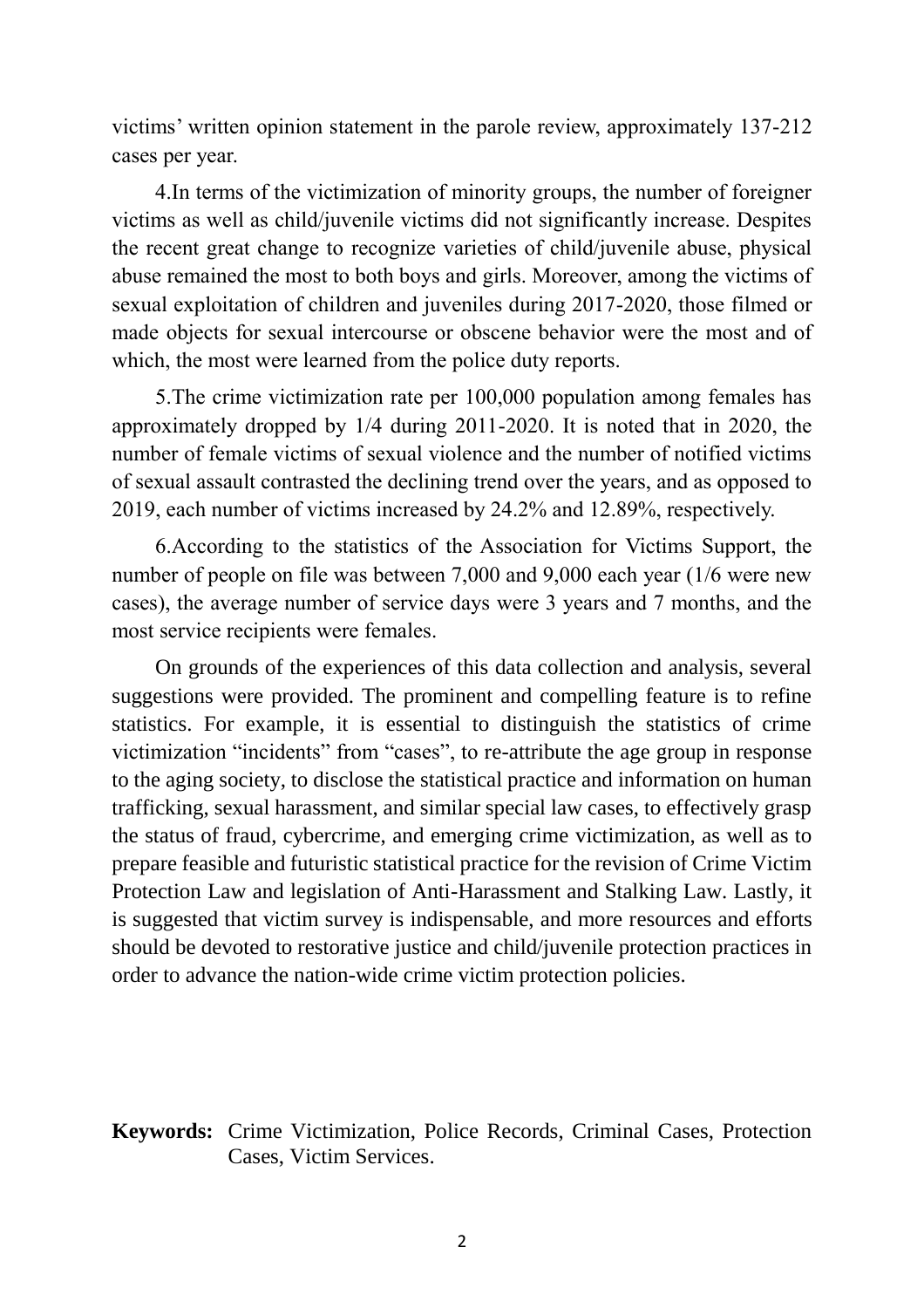victims' written opinion statement in the parole review, approximately 137-212 cases per year.

4.In terms of the victimization of minority groups, the number of foreigner victims as well as child/juvenile victims did not significantly increase. Despites the recent great change to recognize varieties of child/juvenile abuse, physical abuse remained the most to both boys and girls. Moreover, among the victims of sexual exploitation of children and juveniles during 2017-2020, those filmed or made objects for sexual intercourse or obscene behavior were the most and of which, the most were learned from the police duty reports.

5.The crime victimization rate per 100,000 population among females has approximately dropped by 1/4 during 2011-2020. It is noted that in 2020, the number of female victims of sexual violence and the number of notified victims of sexual assault contrasted the declining trend over the years, and as opposed to 2019, each number of victims increased by 24.2% and 12.89%, respectively.

6.According to the statistics of the Association for Victims Support, the number of people on file was between 7,000 and 9,000 each year (1/6 were new cases), the average number of service days were 3 years and 7 months, and the most service recipients were females.

On grounds of the experiences of this data collection and analysis, several suggestions were provided. The prominent and compelling feature is to refine statistics. For example, it is essential to distinguish the statistics of crime victimization "incidents" from "cases", to re-attribute the age group in response to the aging society, to disclose the statistical practice and information on human trafficking, sexual harassment, and similar special law cases, to effectively grasp the status of fraud, cybercrime, and emerging crime victimization, as well as to prepare feasible and futuristic statistical practice for the revision of Crime Victim Protection Law and legislation of Anti-Harassment and Stalking Law. Lastly, it is suggested that victim survey is indispensable, and more resources and efforts should be devoted to restorative justice and child/juvenile protection practices in order to advance the nation-wide crime victim protection policies.

**Keywords:** Crime Victimization, Police Records, Criminal Cases, Protection Cases, Victim Services.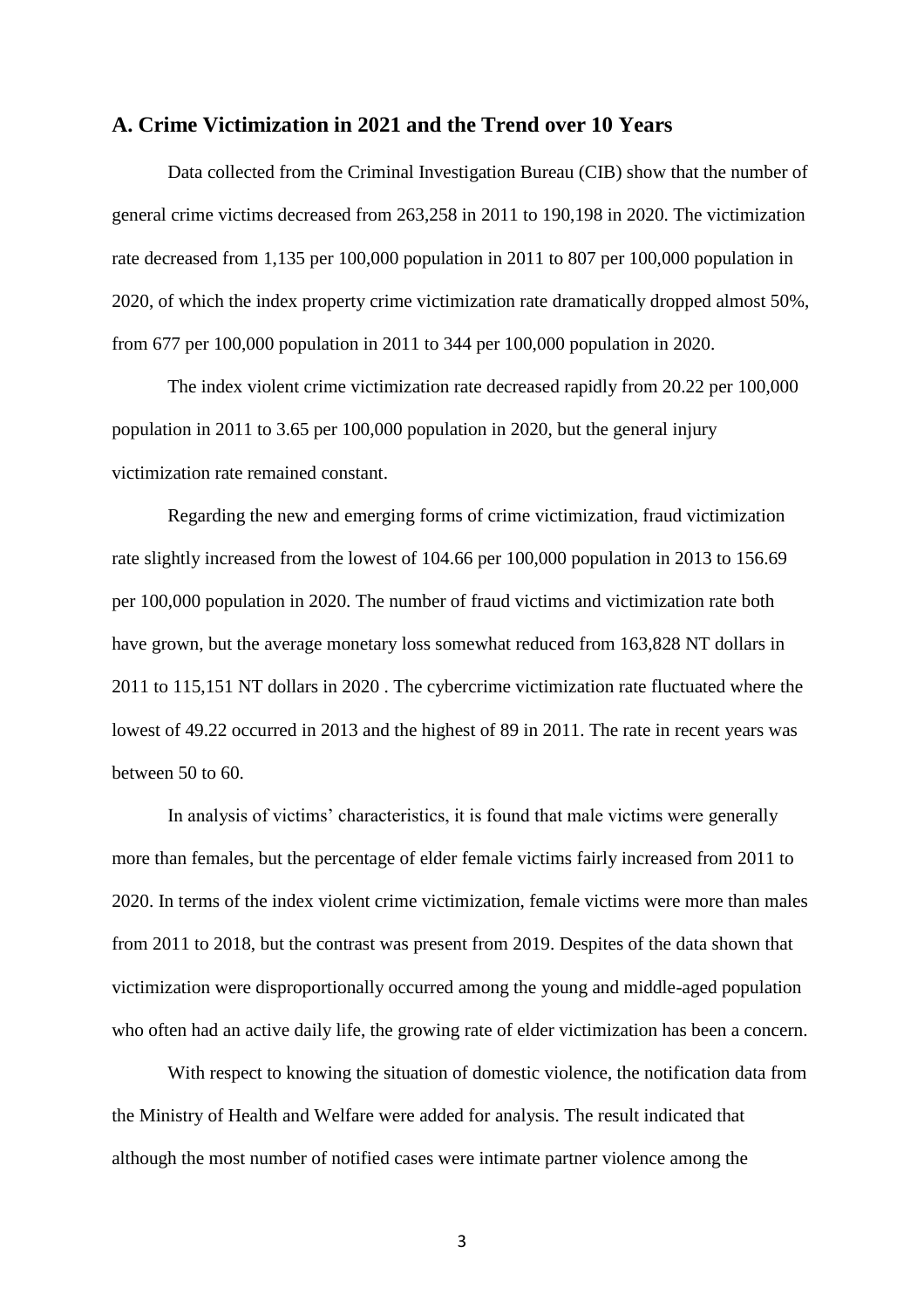## A. Crime Victimization in 2021 and the Trend over 10 Years

Data collected from the Criminal Investigation Bureau (CIB) show that the number of general crime victims decreased from 263,258 in 2011 to 190,198 in 2020. The victimization rate decreased from 1,135 per 100,000 population in 2011 to 807 per 100,000 population in 2020, of which the index property crime victimization rate dramatically dropped almost 50%, from 677 per 100,000 population in 2011 to 344 per 100,000 population in 2020.

The index violent crime victimization rate decreased rapidly from 20.22 per 100,000 population in 2011 to 3.65 per 100,000 population in 2020, but the general injury victimization rate remained constant.

Regarding the new and emerging forms of crime victimization, fraud victimization rate slightly increased from the lowest of 104.66 per 100,000 population in 2013 to 156.69 per 100,000 population in 2020. The number of fraud victims and victimization rate both have grown, but the average monetary loss somewhat reduced from 163,828 NT dollars in 2011 to 115,151 NT dollars in 2020 . The cybercrime victimization rate fluctuated where the lowest of 49.22 occurred in 2013 and the highest of 89 in 2011. The rate in recent years was between 50 to 60.

In analysis of victims' characteristics, it is found that male victims were generally more than females, but the percentage of elder female victims fairly increased from 2011 to 2020. In terms of the index violent crime victimization, female victims were more than males from 2011 to 2018, but the contrast was present from 2019. Despites of the data shown that victimization were disproportionally occurred among the young and middle-aged population who often had an active daily life, the growing rate of elder victimization has been a concern.

With respect to knowing the situation of domestic violence, the notification data from the Ministry of Health and Welfare were added for analysis. The result indicated that although the most number of notified cases were intimate partner violence among the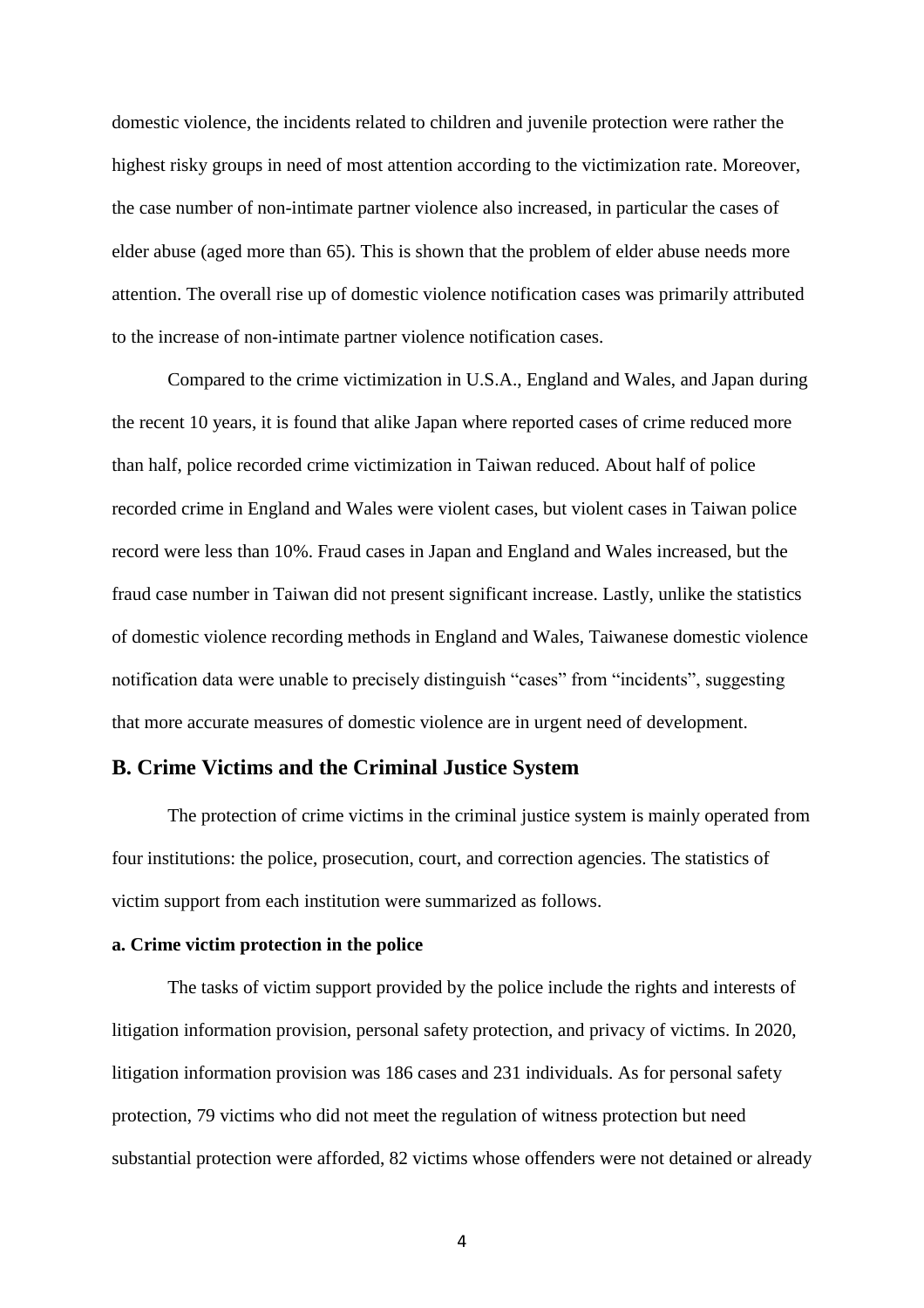domestic violence, the incidents related to children and juvenile protection were rather the highest risky groups in need of most attention according to the victimization rate. Moreover, the case number of non-intimate partner violence also increased, in particular the cases of elder abuse (aged more than 65). This is shown that the problem of elder abuse needs more attention. The overall rise up of domestic violence notification cases was primarily attributed to the increase of non-intimate partner violence notification cases.

Compared to the crime victimization in U.S.A., England and Wales, and Japan during the recent 10 years, it is found that alike Japan where reported cases of crime reduced more than half, police recorded crime victimization in Taiwan reduced. About half of police recorded crime in England and Wales were violent cases, but violent cases in Taiwan police record were less than 10%. Fraud cases in Japan and England and Wales increased, but the fraud case number in Taiwan did not present significant increase. Lastly, unlike the statistics of domestic violence recording methods in England and Wales, Taiwanese domestic violence notification data were unable to precisely distinguish "cases" from "incidents", suggesting that more accurate measures of domestic violence are in urgent need of development.

## B. Crime Victims and the Criminal Justice System

The protection of crime victims in the criminal justice system is mainly operated from four institutions: the police, prosecution, court, and correction agencies. The statistics of victim support from each institution were summarized as follows.

#### a. Crime victim protection in the police

The tasks of victim support provided by the police include the rights and interests of litigation information provision, personal safety protection, and privacy of victims. In 2020, litigation information provision was 186 cases and 231 individuals. As for personal safety protection, 79 victims who did not meet the regulation of witness protection but need substantial protection were afforded, 82 victims whose offenders were not detained or already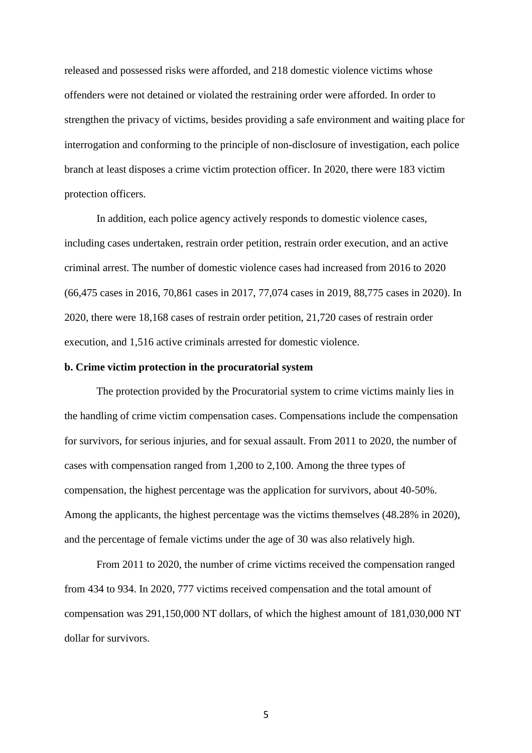released and possessed risks were afforded, and 218 domestic violence victims whose offenders were not detained or violated the restraining order were afforded. In order to strengthen the privacy of victims, besides providing a safe environment and waiting place for interrogation and conforming to the principle of non-disclosure of investigation, each police branch at least disposes a crime victim protection officer. In 2020, there were 183 victim protection officers.

In addition, each police agency actively responds to domestic violence cases, including cases undertaken, restrain order petition, restrain order execution, and an active criminal arrest. The number of domestic violence cases had increased from 2016 to 2020 (66,475 cases in 2016, 70,861 cases in 2017, 77,074 cases in 2019, 88,775 cases in 2020). In 2020, there were 18,168 cases of restrain order petition, 21,720 cases of restrain order execution, and 1,516 active criminals arrested for domestic violence.

**b. Crime victim protection in the procuratorial system**

The protection provided by the Procuratorial system to crime victims mainly lies in the handling of crime victim compensation cases. Compensations include the compensation for survivors, for serious injuries, and for sexual assault. From 2011 to 2020, the number of cases with compensation ranged from 1,200 to 2,100. Among the three types of compensation, the highest percentage was the application for survivors, about 40-50%. Among the applicants, the highest percentage was the victims themselves (48.28% in 2020), and the percentage of female victims under the age of 30 was also relatively high.

From 2011 to 2020, the number of crime victims received the compensation ranged from 434 to 934. In 2020, 777 victims received compensation and the total amount of compensation was 291,150,000 NT dollars, of which the highest amount of 181,030,000 NT dollar for survivors.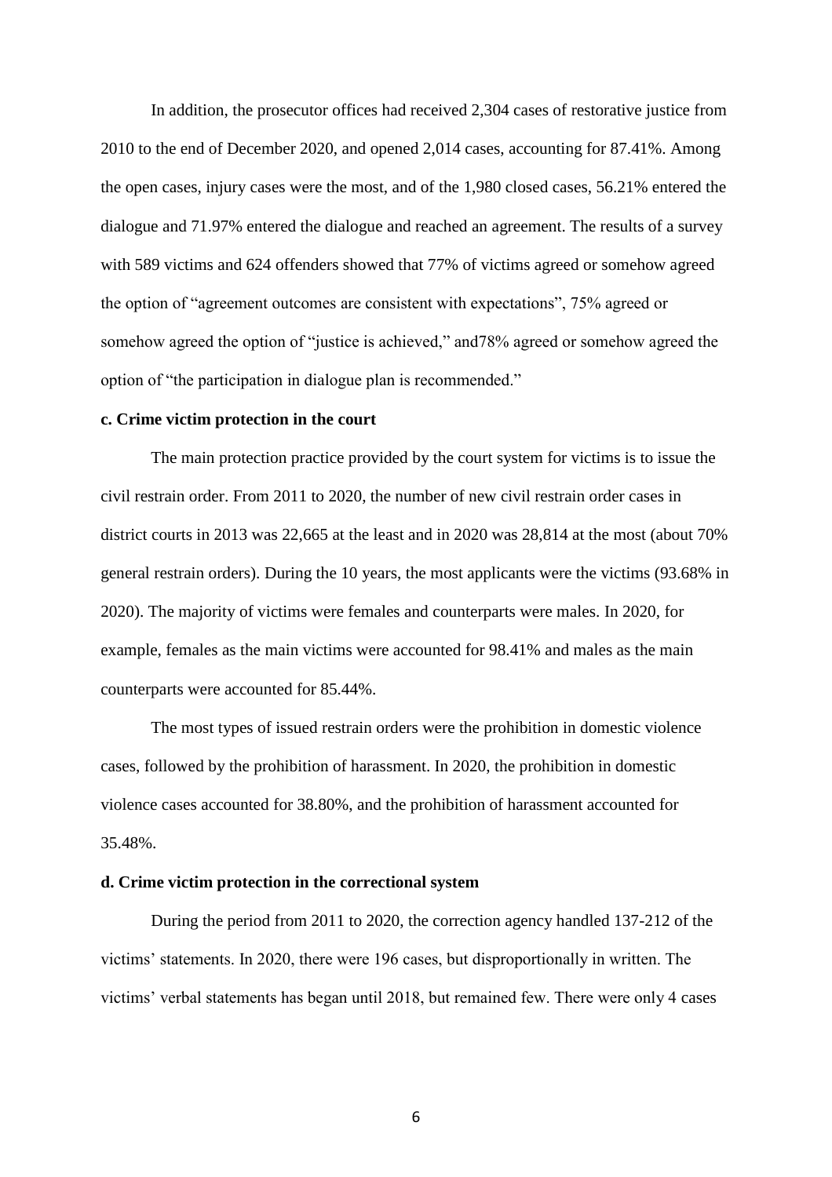In addition, the prosecutor offices had received 2,304 cases of restorative justice from 2010 to the end of December 2020, and opened 2,014 cases, accounting for 87.41%. Among the open cases, injury cases were the most, and of the 1,980 closed cases, 56.21% entered the dialogue and 71.97% entered the dialogue and reached an agreement. The results of a survey with 589 victims and 624 offenders showed that 77% of victims agreed or somehow agreed the option of "agreement outcomes are consistent with expectations", 75% agreed or somehow agreed the option of "justice is achieved," and78% agreed or somehow agreed the option of "the participation in dialogue plan is recommended."

**c. Crime victim protection in the court**

The main protection practice provided by the court system for victims is to issue the civil restrain order. From 2011 to 2020, the number of new civil restrain order cases in district courts in 2013 was 22,665 at the least and in 2020 was 28,814 at the most (about 70% general restrain orders). During the 10 years, the most applicants were the victims (93.68% in 2020). The majority of victims were females and counterparts were males. In 2020, for example, females as the main victims were accounted for 98.41% and males as the main counterparts were accounted for 85.44%.

The most types of issued restrain orders were the prohibition in domestic violence cases, followed by the prohibition of harassment. In 2020, the prohibition in domestic violence cases accounted for 38.80%, and the prohibition of harassment accounted for 35.48%.

**d. Crime victim protection in the correctional system**

During the period from 2011 to 2020, the correction agency handled 137-212 of the victims' statements. In 2020, there were 196 cases, but disproportionally in written. The victims' verbal statements has began until 2018, but remained few. There were only 4 cases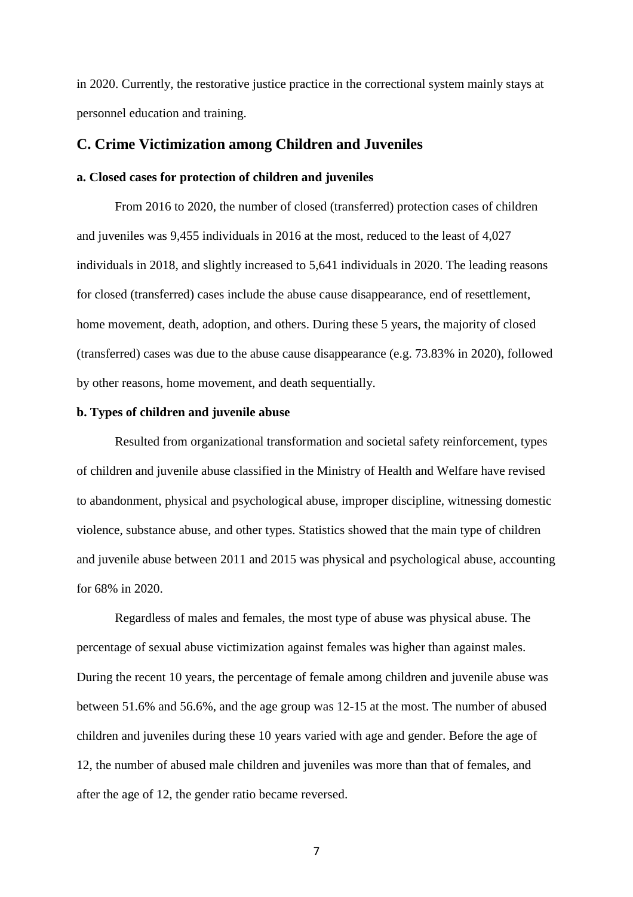in 2020. Currently, the restorative justice practice in the correctional system mainly stays at personnel education and training.

## C. Crime Victimization among Children and Juveniles

### a. Closed cases for protection of children and juveniles

From 2016 to 2020, the number of closed (transferred) protection cases of children and juveniles was 9,455 individuals in 2016 at the most, reduced to the least of 4,027 individuals in 2018, and slightly increased to 5,641 individuals in 2020. The leading reasons for closed (transferred) cases include the abuse cause disappearance, end of resettlement, home movement, death, adoption, and others. During these 5 years, the majority of closed (transferred) cases was due to the abuse cause disappearance (e.g. 73.83% in 2020), followed by other reasons, home movement, and death sequentially.

### b. Types of children and juvenile abuse

Resulted from organizational transformation and societal safety reinforcement, types of children and juvenile abuse classified in the Ministry of Health and Welfare have revised to abandonment, physical and psychological abuse, improper discipline, witnessing domestic violence, substance abuse, and other types. Statistics showed that the main type of children and juvenile abuse between 2011 and 2015 was physical and psychological abuse, accounting for 68% in 2020.

Regardless of males and females, the most type of abuse was physical abuse. The percentage of sexual abuse victimization against females was higher than against males. During the recent 10 years, the percentage of female among children and juvenile abuse was between 51.6% and 56.6%, and the age group was 12-15 at the most. The number of abused children and juveniles during these 10 years varied with age and gender. Before the age of 12, the number of abused male children and juveniles was more than that of females, and after the age of 12, the gender ratio became reversed.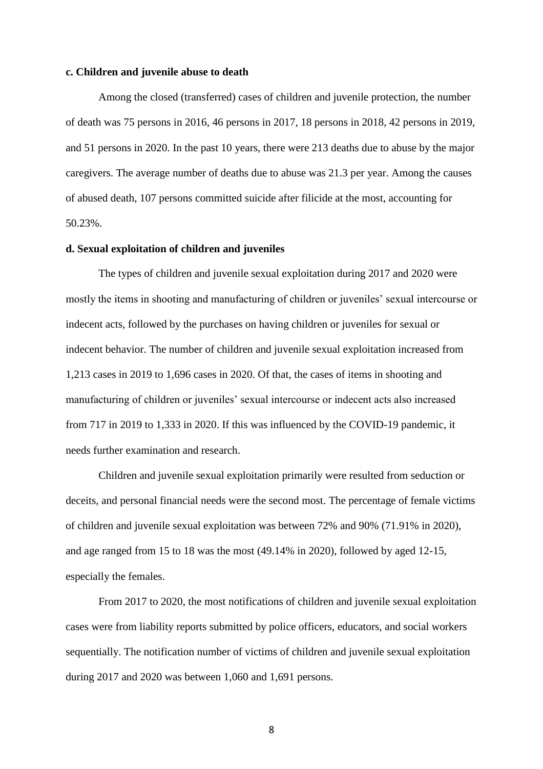**c. Children and juvenile abuse to death**

Among the closed (transferred) cases of children and juvenile protection, the number of death was 75 persons in 2016, 46 persons in 2017, 18 persons in 2018, 42 persons in 2019, and 51 persons in 2020. In the past 10 years, there were 213 deaths due to abuse by the major caregivers. The average number of deaths due to abuse was 21.3 per year. Among the causes of abused death, 107 persons committed suicide after filicide at the most, accounting for 50.23%.

**d. Sexual exploitation of children and juveniles**

The types of children and juvenile sexual exploitation during 2017 and 2020 were mostly the items in shooting and manufacturing of children or juveniles' sexual intercourse or indecent acts, followed by the purchases on having children or juveniles for sexual or indecent behavior. The number of children and juvenile sexual exploitation increased from 1,213 cases in 2019 to 1,696 cases in 2020. Of that, the cases of items in shooting and manufacturing of children or juveniles' sexual intercourse or indecent acts also increased from 717 in 2019 to 1,333 in 2020. If this was influenced by the COVID-19 pandemic, it needs further examination and research.

Children and juvenile sexual exploitation primarily were resulted from seduction or deceits, and personal financial needs were the second most. The percentage of female victims of children and juvenile sexual exploitation was between 72% and 90% (71.91% in 2020), and age ranged from 15 to 18 was the most (49.14% in 2020), followed by aged 12-15, especially the females.

From 2017 to 2020, the most notifications of children and juvenile sexual exploitation cases were from liability reports submitted by police officers, educators, and social workers sequentially. The notification number of victims of children and juvenile sexual exploitation during 2017 and 2020 was between 1,060 and 1,691 persons.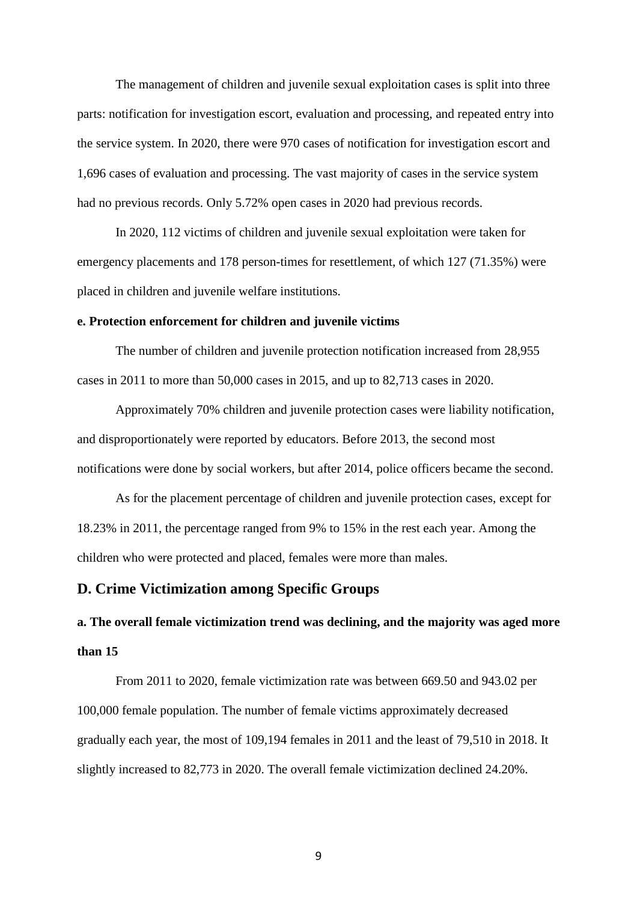The management of children and juvenile sexual exploitation cases is split into three parts: notification for investigation escort, evaluation and processing, and repeated entry into the service system. In 2020, there were 970 cases of notification for investigation escort and 1,696 cases of evaluation and processing. The vast majority of cases in the service system had no previous records. Only 5.72% open cases in 2020 had previous records.

In 2020, 112 victims of children and juvenile sexual exploitation were taken for emergency placements and 178 person-times for resettlement, of which 127 (71.35%) were placed in children and juvenile welfare institutions.

**e. Protection enforcement for children and juvenile victims**

The number of children and juvenile protection notification increased from 28,955 cases in 2011 to more than 50,000 cases in 2015, and up to 82,713 cases in 2020.

Approximately 70% children and juvenile protection cases were liability notification, and disproportionately were reported by educators. Before 2013, the second most notifications were done by social workers, but after 2014, police officers became the second.

As for the placement percentage of children and juvenile protection cases, except for 18.23% in 2011, the percentage ranged from 9% to 15% in the rest each year. Among the children who were protected and placed, females were more than males.

## D. Crime Victimization among Specific Groups

### a. The overall female victimization trend was declining, and the majority was aged more than 15

From 2011 to 2020, female victimization rate was between 669.50 and 943.02 per 100,000 female population. The number of female victims approximately decreased gradually each year, the most of 109,194 females in 2011 and the least of 79,510 in 2018. It slightly increased to 82,773 in 2020. The overall female victimization declined 24.20%.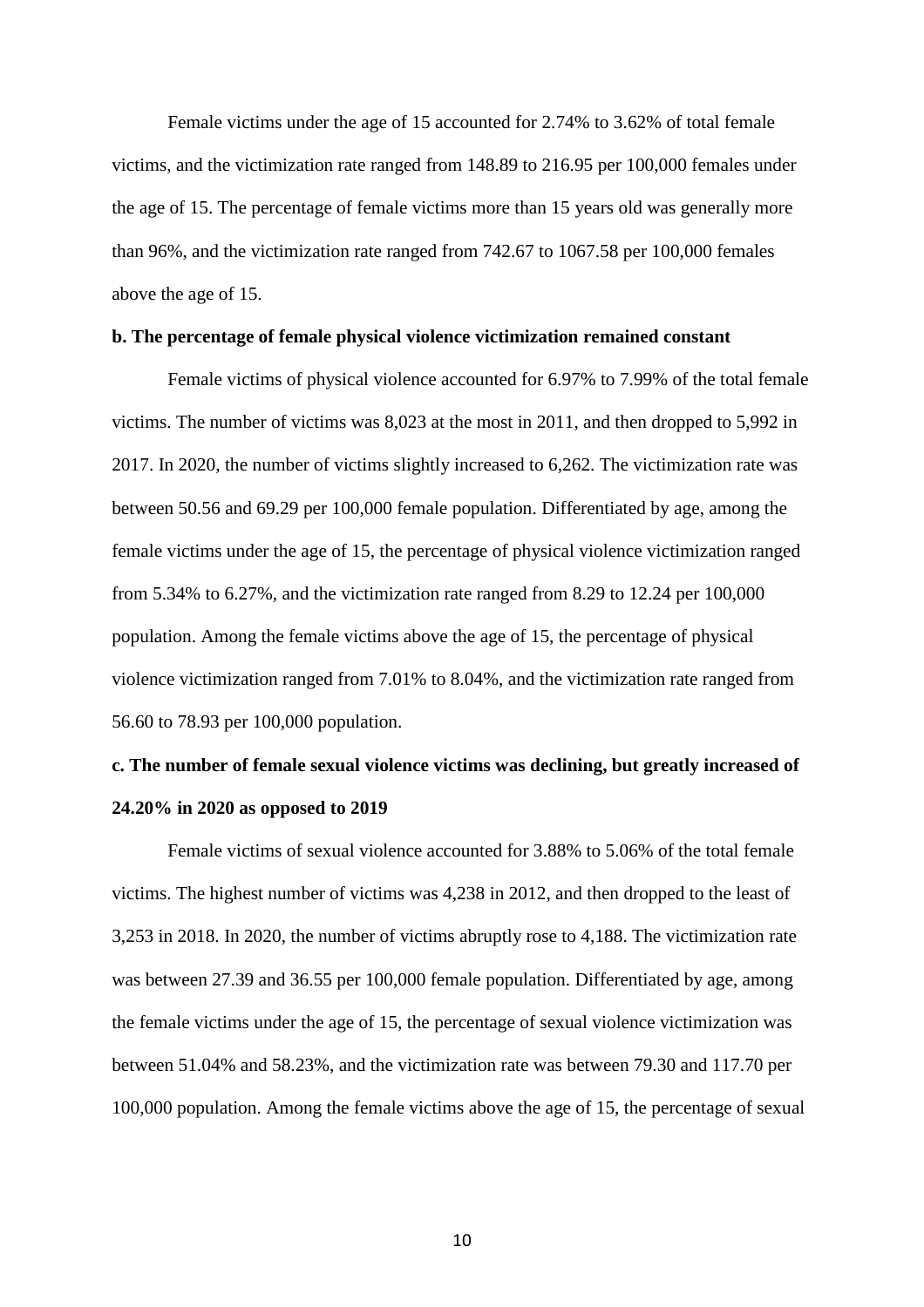Female victims under the age of 15 accounted for 2.74% to 3.62% of total female victims, and the victimization rate ranged from 148.89 to 216.95 per 100,000 females under the age of 15. The percentage of female victims more than 15 years old was generally more than 96%, and the victimization rate ranged from 742.67 to 1067.58 per 100,000 females above the age of 15.

**b. The percentage of female physical violence victimization remained constant**

Female victims of physical violence accounted for 6.97% to 7.99% of the total female victims. The number of victims was 8,023 at the most in 2011, and then dropped to 5,992 in 2017. In 2020, the number of victims slightly increased to 6,262. The victimization rate was between 50.56 and 69.29 per 100,000 female population. Differentiated by age, among the female victims under the age of 15, the percentage of physical violence victimization ranged from 5.34% to 6.27%, and the victimization rate ranged from 8.29 to 12.24 per 100,000 population. Among the female victims above the age of 15, the percentage of physical violence victimization ranged from 7.01% to 8.04%, and the victimization rate ranged from 56.60 to 78.93 per 100,000 population.

**c. The number of female sexual violence victims was declining, but greatly increased of 24.20% in 2020 as opposed to 2019**

Female victims of sexual violence accounted for 3.88% to 5.06% of the total female victims. The highest number of victims was 4,238 in 2012, and then dropped to the least of 3,253 in 2018. In 2020, the number of victims abruptly rose to 4,188. The victimization rate was between 27.39 and 36.55 per 100,000 female population. Differentiated by age, among the female victims under the age of 15, the percentage of sexual violence victimization was between 51.04% and 58.23%, and the victimization rate was between 79.30 and 117.70 per 100,000 population. Among the female victims above the age of 15, the percentage of sexual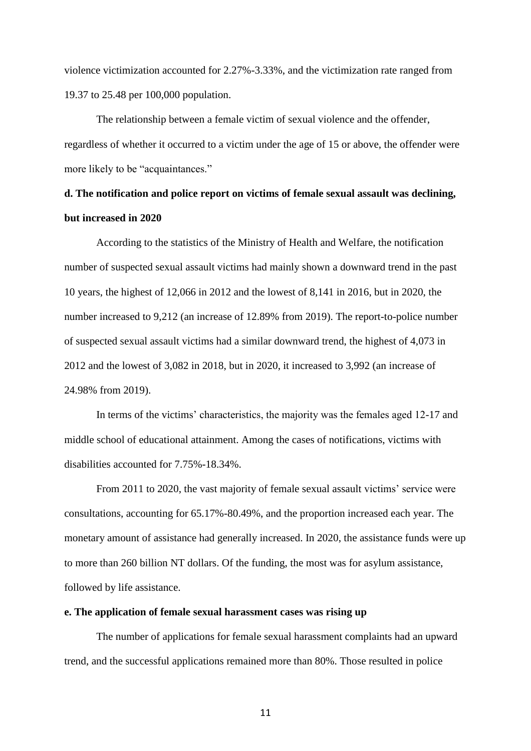violence victimization accounted for 2.27%-3.33%, and the victimization rate ranged from 19.37 to 25.48 per 100,000 population.

The relationship between a female victim of sexual violence and the offender, regardless of whether it occurred to a victim under the age of 15 or above, the offender were more likely to be "acquaintances."

**d. The notification and police report on victims of female sexual assault was declining, but increased in 2020**

According to the statistics of the Ministry of Health and Welfare, the notification number of suspected sexual assault victims had mainly shown a downward trend in the past 10 years, the highest of 12,066 in 2012 and the lowest of 8,141 in 2016, but in 2020, the number increased to 9,212 (an increase of 12.89% from 2019). The report-to-police number of suspected sexual assault victims had a similar downward trend, the highest of 4,073 in 2012 and the lowest of 3,082 in 2018, but in 2020, it increased to 3,992 (an increase of 24.98% from 2019).

In terms of the victims' characteristics, the majority was the females aged 12-17 and middle school of educational attainment. Among the cases of notifications, victims with disabilities accounted for 7.75%-18.34%.

From 2011 to 2020, the vast majority of female sexual assault victims' service were consultations, accounting for 65.17%-80.49%, and the proportion increased each year. The monetary amount of assistance had generally increased. In 2020, the assistance funds were up to more than 260 billion NT dollars. Of the funding, the most was for asylum assistance, followed by life assistance.

**e. The application of female sexual harassment cases was rising up**

The number of applications for female sexual harassment complaints had an upward trend, and the successful applications remained more than 80%. Those resulted in police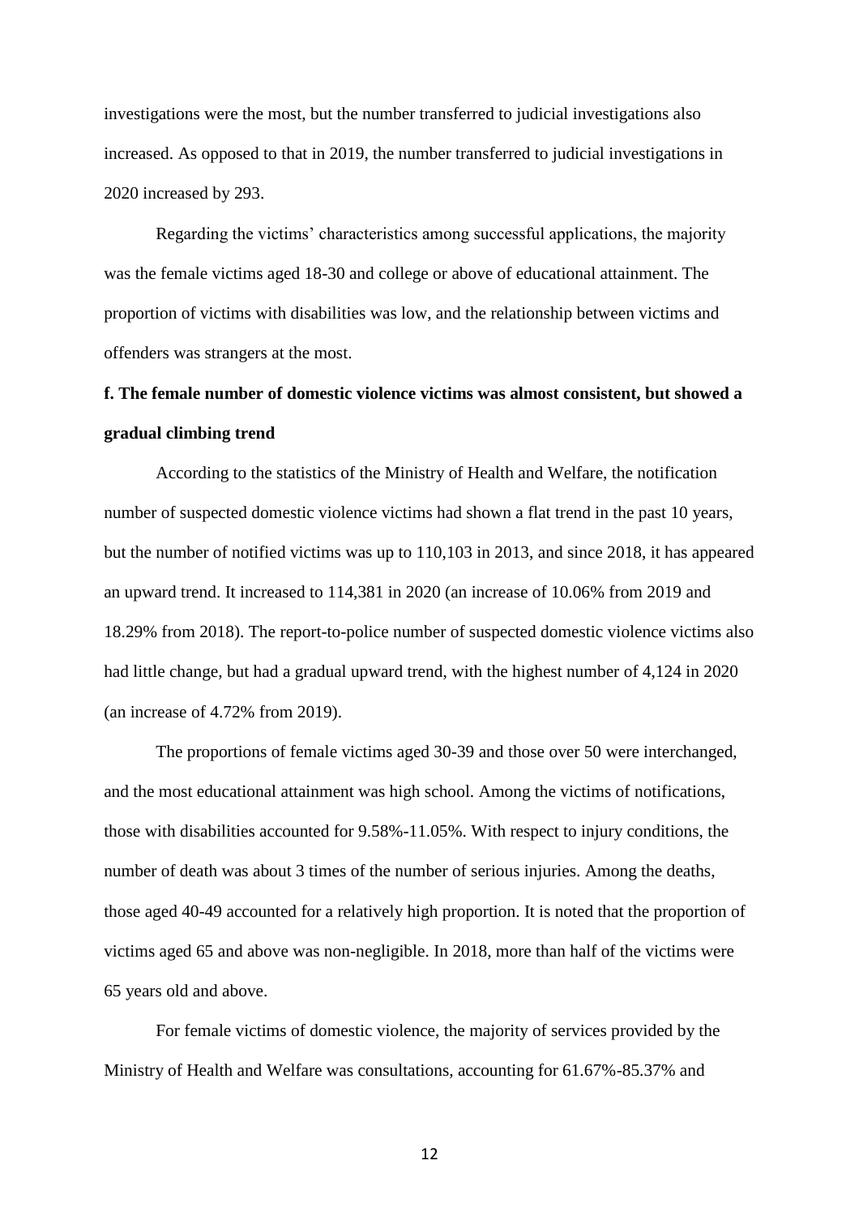investigations were the most, but the number transferred to judicial investigations also increased. As opposed to that in 2019, the number transferred to judicial investigations in 2020 increased by 293.

Regarding the victims' characteristics among successful applications, the majority was the female victims aged 18-30 and college or above of educational attainment. The proportion of victims with disabilities was low, and the relationship between victims and offenders was strangers at the most.

**f. The female number of domestic violence victims was almost consistent, but showed a gradual climbing trend**

According to the statistics of the Ministry of Health and Welfare, the notification number of suspected domestic violence victims had shown a flat trend in the past 10 years, but the number of notified victims was up to 110,103 in 2013, and since 2018, it has appeared an upward trend. It increased to 114,381 in 2020 (an increase of 10.06% from 2019 and 18.29% from 2018). The report-to-police number of suspected domestic violence victims also had little change, but had a gradual upward trend, with the highest number of 4,124 in 2020 (an increase of 4.72% from 2019).

The proportions of female victims aged 30-39 and those over 50 were interchanged, and the most educational attainment was high school. Among the victims of notifications, those with disabilities accounted for 9.58%-11.05%. With respect to injury conditions, the number of death was about 3 times of the number of serious injuries. Among the deaths, those aged 40-49 accounted for a relatively high proportion. It is noted that the proportion of victims aged 65 and above was non-negligible. In 2018, more than half of the victims were 65 years old and above.

For female victims of domestic violence, the majority of services provided by the Ministry of Health and Welfare was consultations, accounting for 61.67%-85.37% and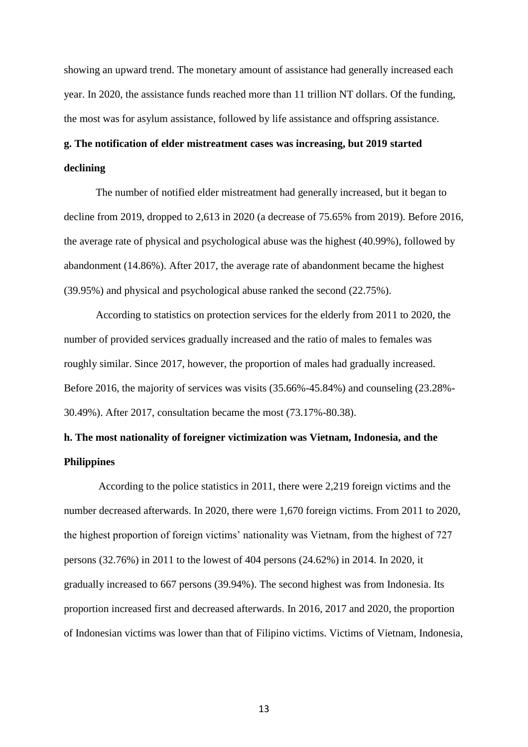showing an upward trend. The monetary amount of assistance had generally increased each year. In 2020, the assistance funds reached more than 11 trillion NT dollars. Of the funding, the most was for asylum assistance, followed by life assistance and offspring assistance.

**g. The notification of elder mistreatment cases was increasing, but 2019 started declining**

The number of notified elder mistreatment had generally increased, but it began to decline from 2019, dropped to 2,613 in 2020 (a decrease of 75.65% from 2019). Before 2016, the average rate of physical and psychological abuse was the highest (40.99%), followed by abandonment (14.86%). After 2017, the average rate of abandonment became the highest (39.95%) and physical and psychological abuse ranked the second (22.75%).

According to statistics on protection services for the elderly from 2011 to 2020, the number of provided services gradually increased and the ratio of males to females was roughly similar. Since 2017, however, the proportion of males had gradually increased. Before 2016, the majority of services was visits (35.66%-45.84%) and counseling (23.28%-30.49%). After 2017, consultation became the most (73.17%-80.38).

**h. The most nationality of foreigner victimization was Vietnam, Indonesia, and the Philippines**

According to the police statistics in 2011, there were 2,219 foreign victims and the number decreased afterwards. In 2020, there were 1,670 foreign victims. From 2011 to 2020, the highest proportion of foreign victims' nationality was Vietnam, from the highest of 727 persons (32.76%) in 2011 to the lowest of 404 persons (24.62%) in 2014. In 2020, it gradually increased to 667 persons (39.94%). The second highest was from Indonesia. Its proportion increased first and decreased afterwards. In 2016, 2017 and 2020, the proportion of Indonesian victims was lower than that of Filipino victims. Victims of Vietnam, Indonesia,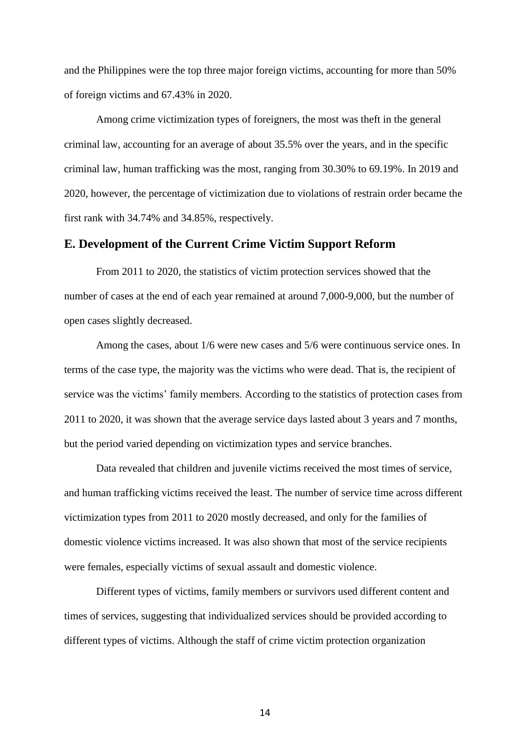and the Philippines were the top three major foreign victims, accounting for more than 50% of foreign victims and 67.43% in 2020.

Among crime victimization types of foreigners, the most was theft in the general criminal law, accounting for an average of about 35.5% over the years, and in the specific criminal law, human trafficking was the most, ranging from 30.30% to 69.19%. In 2019 and 2020, however, the percentage of victimization due to violations of restrain order became the first rank with 34.74% and 34.85%, respectively.

## E. Development of the Current Crime Victim Support Reform

From 2011 to 2020, the statistics of victim protection services showed that the number of cases at the end of each year remained at around 7,000-9,000, but the number of open cases slightly decreased.

Among the cases, about 1/6 were new cases and 5/6 were continuous service ones. In terms of the case type, the majority was the victims who were dead. That is, the recipient of service was the victims' family members. According to the statistics of protection cases from 2011 to 2020, it was shown that the average service days lasted about 3 years and 7 months, but the period varied depending on victimization types and service branches.

Data revealed that children and juvenile victims received the most times of service, and human trafficking victims received the least. The number of service time across different victimization types from 2011 to 2020 mostly decreased, and only for the families of domestic violence victims increased. It was also shown that most of the service recipients were females, especially victims of sexual assault and domestic violence.

Different types of victims, family members or survivors used different content and times of services, suggesting that individualized services should be provided according to different types of victims. Although the staff of crime victim protection organization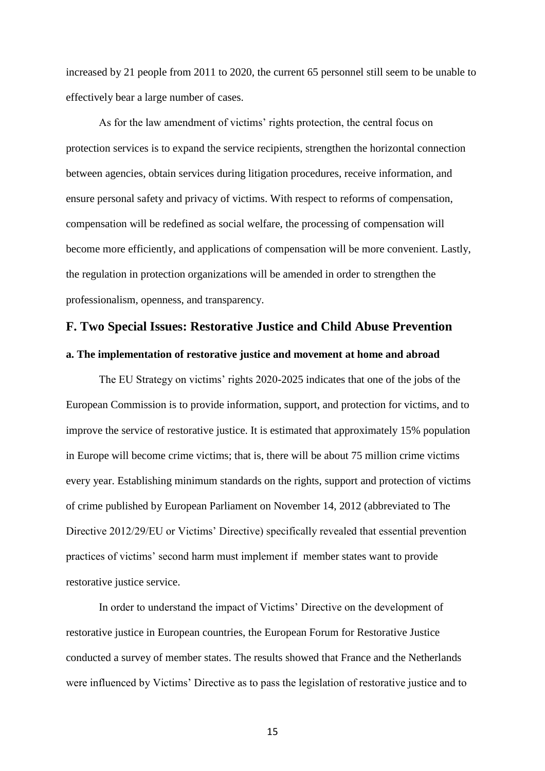increased by 21 people from 2011 to 2020, the current 65 personnel still seem to be unable to effectively bear a large number of cases.

As for the law amendment of victims' rights protection, the central focus on protection services is to expand the service recipients, strengthen the horizontal connection between agencies, obtain services during litigation procedures, receive information, and ensure personal safety and privacy of victims. With respect to reforms of compensation, compensation will be redefined as social welfare, the processing of compensation will become more efficiently, and applications of compensation will be more convenient. Lastly, the regulation in protection organizations will be amended in order to strengthen the professionalism, openness, and transparency.

## F. Two Special Issues: Restorative Justice and Child Abuse Prevention

### a. The implementation of restorative justice and movement at home and abroad

The EU Strategy on victims' rights 2020-2025 indicates that one of the jobs of the European Commission is to provide information, support, and protection for victims, and to improve the service of restorative justice. It is estimated that approximately 15% population in Europe will become crime victims; that is, there will be about 75 million crime victims every year. Establishing minimum standards on the rights, support and protection of victims of crime published by European Parliament on November 14, 2012 (abbreviated to The Directive 2012/29/EU or Victims' Directive) specifically revealed that essential prevention practices of victims' second harm must implement if member states want to provide restorative justice service.

In order to understand the impact of Victims' Directive on the development of restorative justice in European countries, the European Forum for Restorative Justice conducted a survey of member states. The results showed that France and the Netherlands were influenced by Victims' Directive as to pass the legislation of restorative justice and to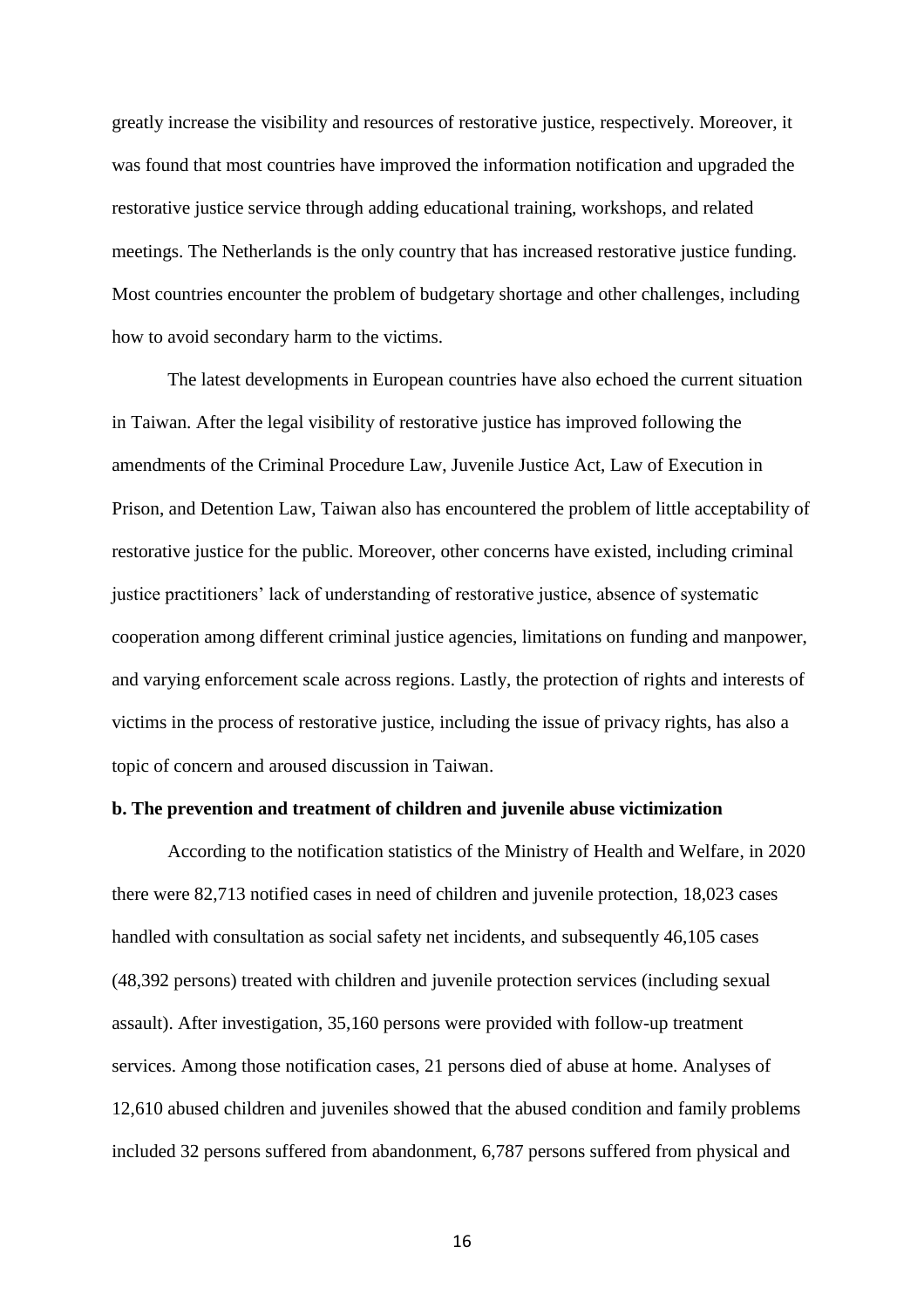greatly increase the visibility and resources of restorative justice, respectively. Moreover, it was found that most countries have improved the information notification and upgraded the restorative justice service through adding educational training, workshops, and related meetings. The Netherlands is the only country that has increased restorative justice funding. Most countries encounter the problem of budgetary shortage and other challenges, including how to avoid secondary harm to the victims.

The latest developments in European countries have also echoed the current situation in Taiwan. After the legal visibility of restorative justice has improved following the amendments of the Criminal Procedure Law, Juvenile Justice Act, Law of Execution in Prison, and Detention Law, Taiwan also has encountered the problem of little acceptability of restorative justice for the public. Moreover, other concerns have existed, including criminal justice practitioners' lack of understanding of restorative justice, absence of systematic cooperation among different criminal justice agencies, limitations on funding and manpower, and varying enforcement scale across regions. Lastly, the protection of rights and interests of victims in the process of restorative justice, including the issue of privacy rights, has also a topic of concern and aroused discussion in Taiwan.

**b. The prevention and treatment of children and juvenile abuse victimization**

According to the notification statistics of the Ministry of Health and Welfare, in 2020 there were 82,713 notified cases in need of children and juvenile protection, 18,023 cases handled with consultation as social safety net incidents, and subsequently 46,105 cases (48,392 persons) treated with children and juvenile protection services (including sexual assault). After investigation, 35,160 persons were provided with follow-up treatment services. Among those notification cases, 21 persons died of abuse at home. Analyses of 12,610 abused children and juveniles showed that the abused condition and family problems included 32 persons suffered from abandonment, 6,787 persons suffered from physical and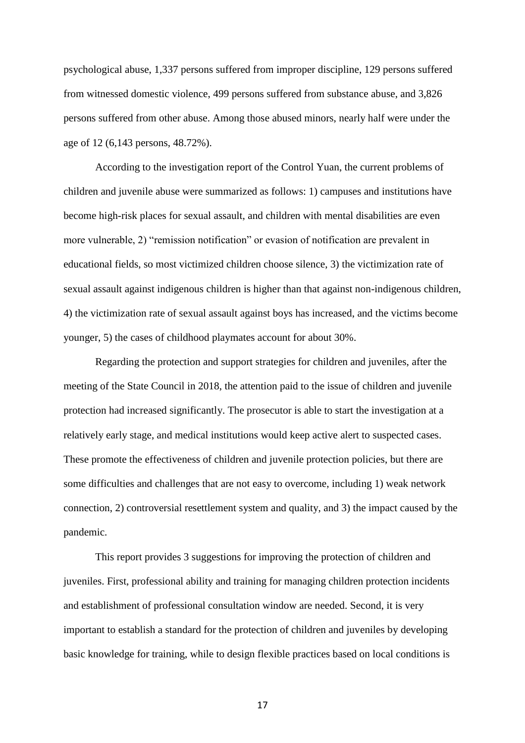psychological abuse, 1,337 persons suffered from improper discipline, 129 persons suffered from witnessed domestic violence, 499 persons suffered from substance abuse, and 3,826 persons suffered from other abuse. Among those abused minors, nearly half were under the age of 12 (6,143 persons, 48.72%).

According to the investigation report of the Control Yuan, the current problems of children and juvenile abuse were summarized as follows: 1) campuses and institutions have become high-risk places for sexual assault, and children with mental disabilities are even more vulnerable, 2) "remission notification" or evasion of notification are prevalent in educational fields, so most victimized children choose silence, 3) the victimization rate of sexual assault against indigenous children is higher than that against non-indigenous children, 4) the victimization rate of sexual assault against boys has increased, and the victims become younger, 5) the cases of childhood playmates account for about 30%.

Regarding the protection and support strategies for children and juveniles, after the meeting of the State Council in 2018, the attention paid to the issue of children and juvenile protection had increased significantly. The prosecutor is able to start the investigation at a relatively early stage, and medical institutions would keep active alert to suspected cases. These promote the effectiveness of children and juvenile protection policies, but there are some difficulties and challenges that are not easy to overcome, including 1) weak network connection, 2) controversial resettlement system and quality, and 3) the impact caused by the pandemic.

This report provides 3 suggestions for improving the protection of children and juveniles. First, professional ability and training for managing children protection incidents and establishment of professional consultation window are needed. Second, it is very important to establish a standard for the protection of children and juveniles by developing basic knowledge for training, while to design flexible practices based on local conditions is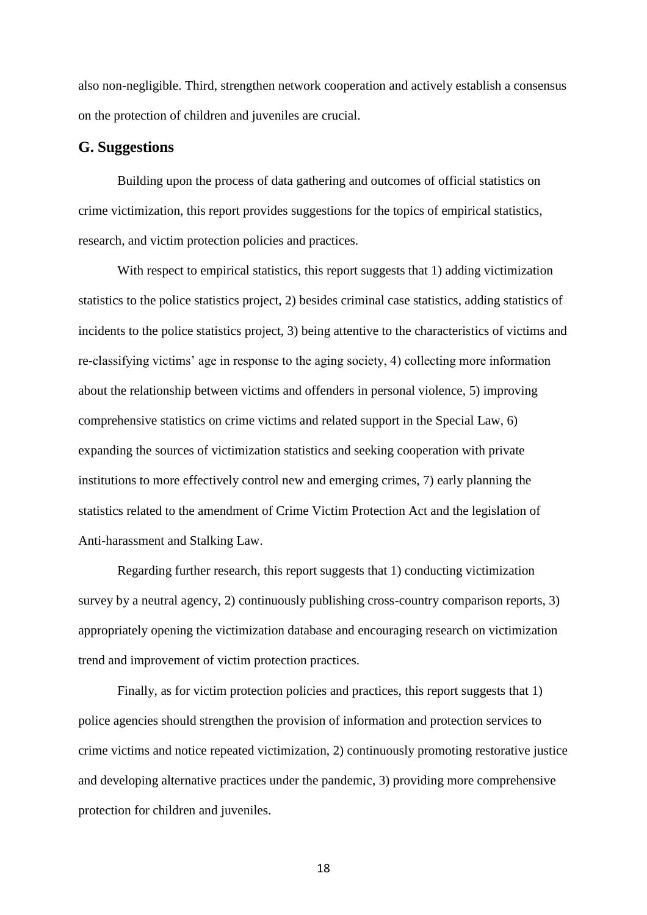also non-negligible. Third, strengthen network cooperation and actively establish a consensus on the protection of children and juveniles are crucial.

## G. Suggestions

Building upon the process of data gathering and outcomes of official statistics on crime victimization, this report provides suggestions for the topics of empirical statistics, research, and victim protection policies and practices.

With respect to empirical statistics, this report suggests that 1) adding victimization statistics to the police statistics project, 2) besides criminal case statistics, adding statistics of incidents to the police statistics project, 3) being attentive to the characteristics of victims and re-classifying victims' age in response to the aging society, 4) collecting more information about the relationship between victims and offenders in personal violence, 5) improving comprehensive statistics on crime victims and related support in the Special Law, 6) expanding the sources of victimization statistics and seeking cooperation with private institutions to more effectively control new and emerging crimes, 7) early planning the statistics related to the amendment of Crime Victim Protection Act and the legislation of Anti-harassment and Stalking Law.

Regarding further research, this report suggests that 1) conducting victimization survey by a neutral agency, 2) continuously publishing cross-country comparison reports, 3) appropriately opening the victimization database and encouraging research on victimization trend and improvement of victim protection practices.

Finally, as for victim protection policies and practices, this report suggests that 1) police agencies should strengthen the provision of information and protection services to crime victims and notice repeated victimization, 2) continuously promoting restorative justice and developing alternative practices under the pandemic, 3) providing more comprehensive protection for children and juveniles.